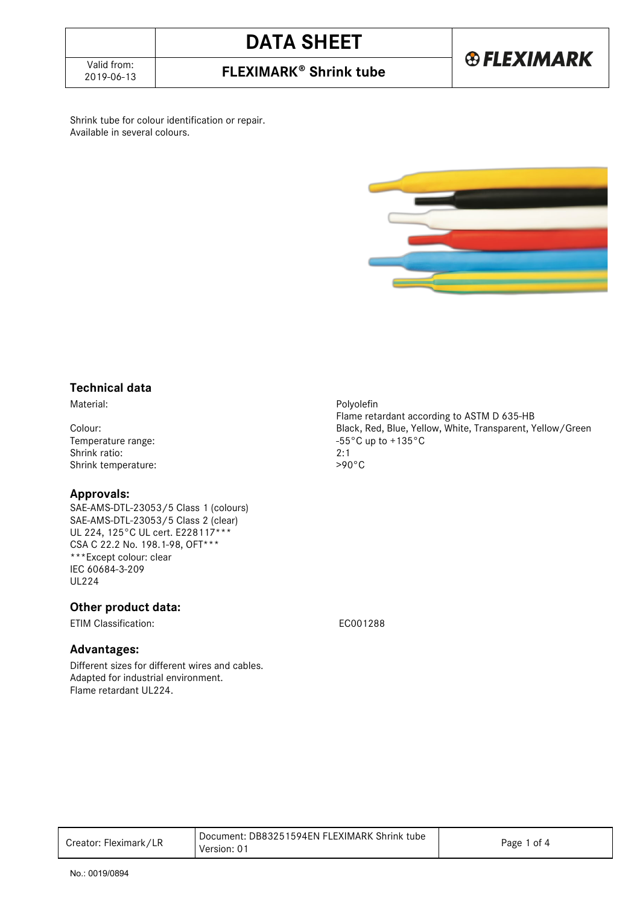# DATA SHEET

Valid from: 2019-06-13

## FLEXIMARK® Shrink tube

Shrink tube for colour identification or repair.
Available in several colours.

### Technical data

| | |
|---|---|
| Material: | Polyolefin<br>Flame retardant according to ASTM D 635-HB |
| Colour: | Black, Red, Blue, Yellow, White, Transparent, Yellow/Green |
| Temperature range: | -55°C up to +135°C |
| Shrink ratio: | 2:1 |
| Shrink temperature: | >90°C |

### Approvals:

SAE-AMS-DTL-23053/5 Class 1 (colours)
SAE-AMS-DTL-23053/5 Class 2 (clear)
UL 224, 125°C UL cert. E228117***
CSA C 22.2 No. 198.1-98, OFT***
***Except colour: clear
IEC 60684-3-209
UL224

### Other product data:

| | |
|---|---|
| ETIM Classification: | EC001288 |

### Advantages:

Different sizes for different wires and cables.
Adapted for industrial environment.
Flame retardant UL224.

Creator: Fleximark/LR | Document: DB83251594EN FLEXIMARK Shrink tube Version: 01

No.: 0019/0894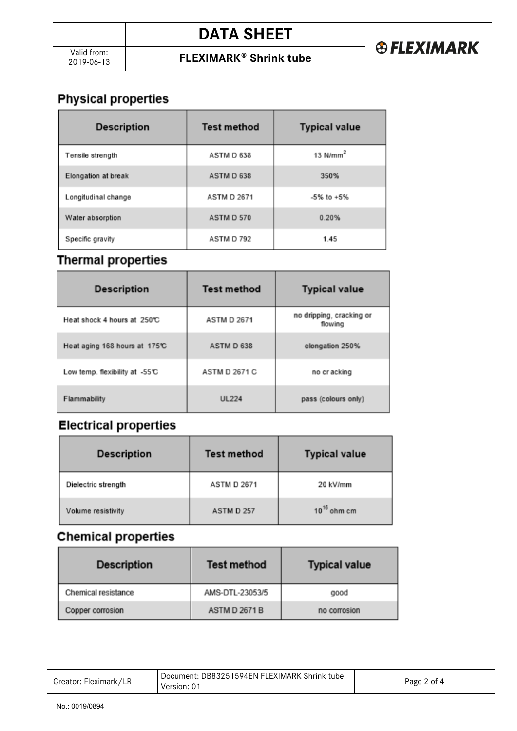## Physical properties

| Description | Test method | Typical value |
|---|---|---|
| Tensile strength | ASTM D 638 | 13 $N/mm^2$ |
| Elongation at break | ASTM D 638 | 350% |
| Longitudinal change | ASTM D 2671 | -5% to +5% |
| Water absorption | ASTM D 570 | 0.20% |
| Specific gravity | ASTM D 792 | 1.45 |

## Thermal properties

| Description | Test method | Typical value |
|---|---|---|
| Heat shock 4 hours at 250℃ | ASTM D 2671 | no dripping, cracking or flowing |
| Heat aging 168 hours at 175℃ | ASTM D 638 | elongation 250% |
| Low temp. flexibility at -55℃ | ASTM D 2671 C | no cr acking |
| Flammability | UL224 | pass (colours only) |

## Electrical properties

| Description | Test method | Typical value |
|---|---|---|
| Dielectric strength | ASTM D 2671 | 20 kV/mm |
| Volume resistivity | ASTM D 257 | $10^{16}$ ohm cm |

## Chemical properties

| Description | Test method | Typical value |
|---|---|---|
| Chemical resistance | AMS-DTL-23053/5 | good |
| Copper corrosion | ASTM D 2671 B | no corrosion |

No.: 0019/0894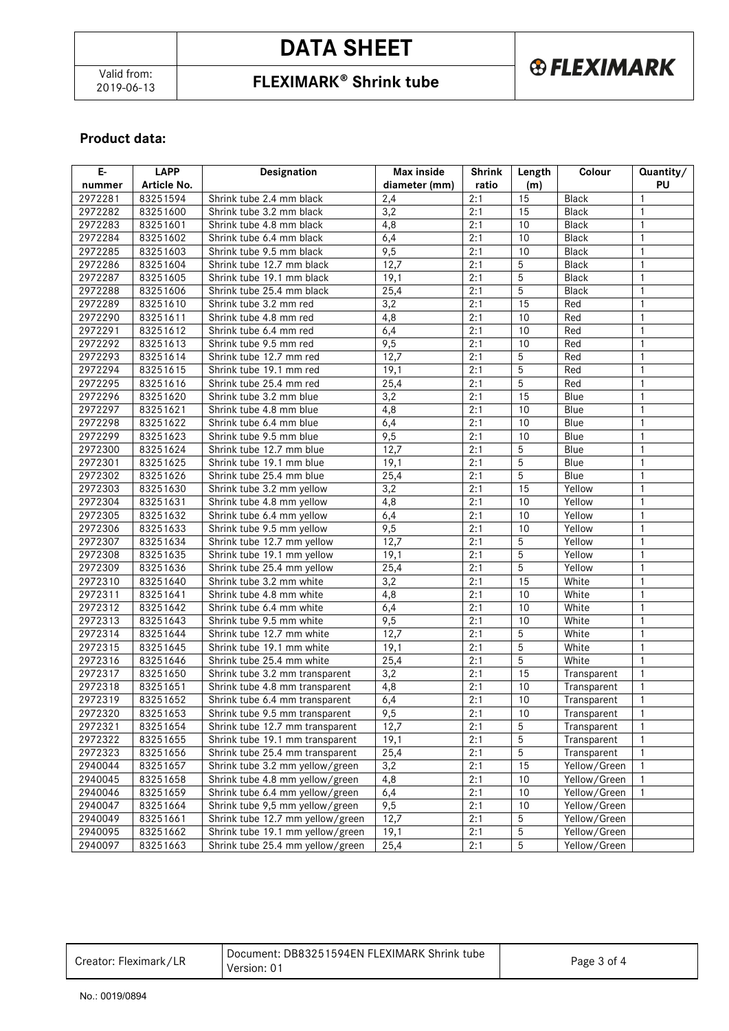## Product data:

| E-nummer | LAPP Article No. | Designation | Max inside diameter (mm) | Shrink ratio | Length (m) | Colour | Quantity/ PU |
|---|---|---|---|---|---|---|---|
| 2972281 | 83251594 | Shrink tube 2.4 mm black | 2,4 | 2:1 | 15 | Black | 1 |
| 2972282 | 83251600 | Shrink tube 3.2 mm black | 3,2 | 2:1 | 15 | Black | 1 |
| 2972283 | 83251601 | Shrink tube 4.8 mm black | 4,8 | 2:1 | 10 | Black | 1 |
| 2972284 | 83251602 | Shrink tube 6.4 mm black | 6,4 | 2:1 | 10 | Black | 1 |
| 2972285 | 83251603 | Shrink tube 9.5 mm black | 9,5 | 2:1 | 10 | Black | 1 |
| 2972286 | 83251604 | Shrink tube 12.7 mm black | 12,7 | 2:1 | 5 | Black | 1 |
| 2972287 | 83251605 | Shrink tube 19.1 mm black | 19,1 | 2:1 | 5 | Black | 1 |
| 2972288 | 83251606 | Shrink tube 25.4 mm black | 25,4 | 2:1 | 5 | Black | 1 |
| 2972289 | 83251610 | Shrink tube 3.2 mm red | 3,2 | 2:1 | 15 | Red | 1 |
| 2972290 | 83251611 | Shrink tube 4.8 mm red | 4,8 | 2:1 | 10 | Red | 1 |
| 2972291 | 83251612 | Shrink tube 6.4 mm red | 6,4 | 2:1 | 10 | Red | 1 |
| 2972292 | 83251613 | Shrink tube 9.5 mm red | 9,5 | 2:1 | 10 | Red | 1 |
| 2972293 | 83251614 | Shrink tube 12.7 mm red | 12,7 | 2:1 | 5 | Red | 1 |
| 2972294 | 83251615 | Shrink tube 19.1 mm red | 19,1 | 2:1 | 5 | Red | 1 |
| 2972295 | 83251616 | Shrink tube 25.4 mm red | 25,4 | 2:1 | 5 | Red | 1 |
| 2972296 | 83251620 | Shrink tube 3.2 mm blue | 3,2 | 2:1 | 15 | Blue | 1 |
| 2972297 | 83251621 | Shrink tube 4.8 mm blue | 4,8 | 2:1 | 10 | Blue | 1 |
| 2972298 | 83251622 | Shrink tube 6.4 mm blue | 6,4 | 2:1 | 10 | Blue | 1 |
| 2972299 | 83251623 | Shrink tube 9.5 mm blue | 9,5 | 2:1 | 10 | Blue | 1 |
| 2972300 | 83251624 | Shrink tube 12.7 mm blue | 12,7 | 2:1 | 5 | Blue | 1 |
| 2972301 | 83251625 | Shrink tube 19.1 mm blue | 19,1 | 2:1 | 5 | Blue | 1 |
| 2972302 | 83251626 | Shrink tube 25.4 mm blue | 25,4 | 2:1 | 5 | Blue | 1 |
| 2972303 | 83251630 | Shrink tube 3.2 mm yellow | 3,2 | 2:1 | 15 | Yellow | 1 |
| 2972304 | 83251631 | Shrink tube 4.8 mm yellow | 4,8 | 2:1 | 10 | Yellow | 1 |
| 2972305 | 83251632 | Shrink tube 6.4 mm yellow | 6,4 | 2:1 | 10 | Yellow | 1 |
| 2972306 | 83251633 | Shrink tube 9.5 mm yellow | 9,5 | 2:1 | 10 | Yellow | 1 |
| 2972307 | 83251634 | Shrink tube 12.7 mm yellow | 12,7 | 2:1 | 5 | Yellow | 1 |
| 2972308 | 83251635 | Shrink tube 19.1 mm yellow | 19,1 | 2:1 | 5 | Yellow | 1 |
| 2972309 | 83251636 | Shrink tube 25.4 mm yellow | 25,4 | 2:1 | 5 | Yellow | 1 |
| 2972310 | 83251640 | Shrink tube 3.2 mm white | 3,2 | 2:1 | 15 | White | 1 |
| 2972311 | 83251641 | Shrink tube 4.8 mm white | 4,8 | 2:1 | 10 | White | 1 |
| 2972312 | 83251642 | Shrink tube 6.4 mm white | 6,4 | 2:1 | 10 | White | 1 |
| 2972313 | 83251643 | Shrink tube 9.5 mm white | 9,5 | 2:1 | 10 | White | 1 |
| 2972314 | 83251644 | Shrink tube 12.7 mm white | 12,7 | 2:1 | 5 | White | 1 |
| 2972315 | 83251645 | Shrink tube 19.1 mm white | 19,1 | 2:1 | 5 | White | 1 |
| 2972316 | 83251646 | Shrink tube 25.4 mm white | 25,4 | 2:1 | 5 | White | 1 |
| 2972317 | 83251650 | Shrink tube 3.2 mm transparent | 3,2 | 2:1 | 15 | Transparent | 1 |
| 2972318 | 83251651 | Shrink tube 4.8 mm transparent | 4,8 | 2:1 | 10 | Transparent | 1 |
| 2972319 | 83251652 | Shrink tube 6.4 mm transparent | 6,4 | 2:1 | 10 | Transparent | 1 |
| 2972320 | 83251653 | Shrink tube 9.5 mm transparent | 9,5 | 2:1 | 10 | Transparent | 1 |
| 2972321 | 83251654 | Shrink tube 12.7 mm transparent | 12,7 | 2:1 | 5 | Transparent | 1 |
| 2972322 | 83251655 | Shrink tube 19.1 mm transparent | 19,1 | 2:1 | 5 | Transparent | 1 |
| 2972323 | 83251656 | Shrink tube 25.4 mm transparent | 25,4 | 2:1 | 5 | Transparent | 1 |
| 2940044 | 83251657 | Shrink tube 3.2 mm yellow/green | 3,2 | 2:1 | 15 | Yellow/Green | 1 |
| 2940045 | 83251658 | Shrink tube 4.8 mm yellow/green | 4,8 | 2:1 | 10 | Yellow/Green | 1 |
| 2940046 | 83251659 | Shrink tube 6.4 mm yellow/green | 6,4 | 2:1 | 10 | Yellow/Green | 1 |
| 2940047 | 83251664 | Shrink tube 9,5 mm yellow/green | 9,5 | 2:1 | 10 | Yellow/Green | |
| 2940049 | 83251661 | Shrink tube 12.7 mm yellow/green | 12,7 | 2:1 | 5 | Yellow/Green | |
| 2940095 | 83251662 | Shrink tube 19.1 mm yellow/green | 19,1 | 2:1 | 5 | Yellow/Green | |
| 2940097 | 83251663 | Shrink tube 25.4 mm yellow/green | 25,4 | 2:1 | 5 | Yellow/Green | |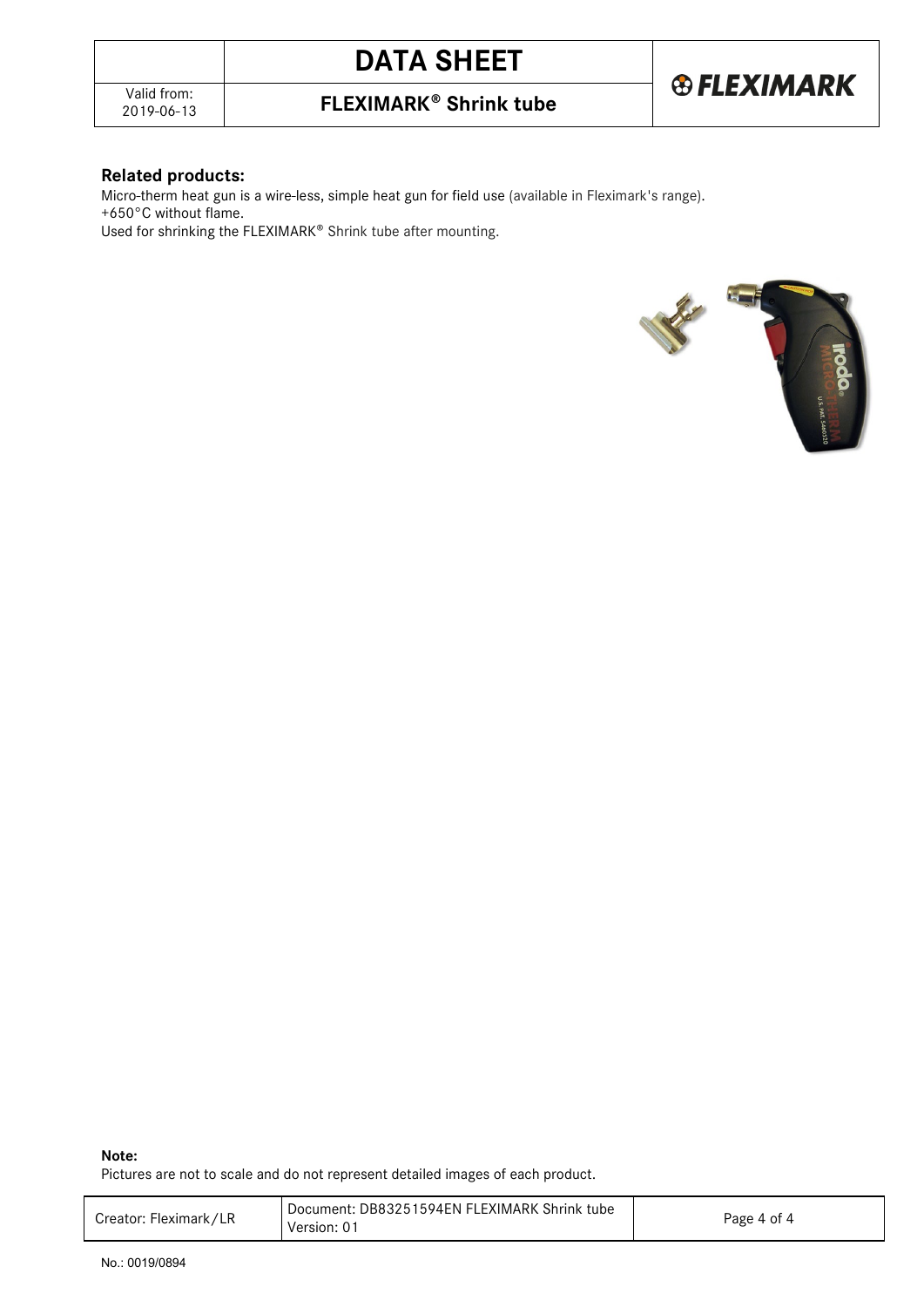**Related products:**

Micro-therm heat gun is a wire-less, simple heat gun for field use (available in Fleximark's range).
+650°C without flame.
Used for shrinking the FLEXIMARK® Shrink tube after mounting.

**Note:**
Pictures are not to scale and do not represent detailed images of each product.